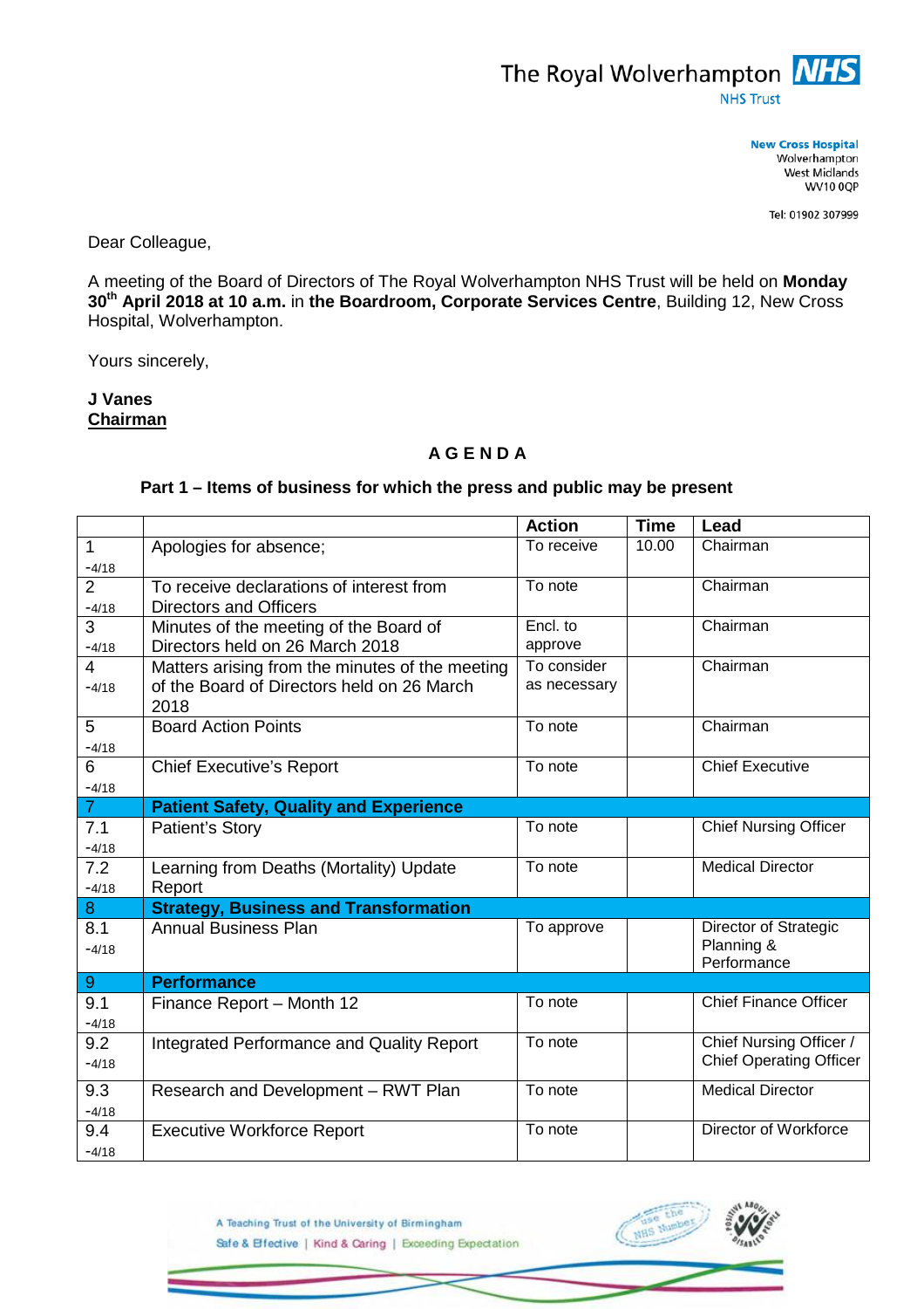The Royal Wolverhampton NHS Trust

**New Cross Hospital**
Wolverhampton
West Midlands
WV10 0QP

Tel: 01902 307999

Dear Colleague,

A meeting of the Board of Directors of The Royal Wolverhampton NHS Trust will be held on **Monday 30th April 2018 at 10 a.m.** in **the Boardroom, Corporate Services Centre**, Building 12, New Cross Hospital, Wolverhampton.

Yours sincerely,

**J Vanes**
**Chairman**

## A G E N D A

### Part 1 – Items of business for which the press and public may be present

| | | Action | Time | Lead |
|---|---|---|---|---|
| 1 -4/18 | Apologies for absence; | To receive | 10.00 | Chairman |
| 2 -4/18 | To receive declarations of interest from Directors and Officers | To note | | Chairman |
| 3 -4/18 | Minutes of the meeting of the Board of Directors held on 26 March 2018 | Encl. to approve | | Chairman |
| 4 -4/18 | Matters arising from the minutes of the meeting of the Board of Directors held on 26 March 2018 | To consider as necessary | | Chairman |
| 5 -4/18 | Board Action Points | To note | | Chairman |
| 6 -4/18 | Chief Executive's Report | To note | | Chief Executive |
| 7 | **Patient Safety, Quality and Experience** | | | |
| 7.1 -4/18 | Patient's Story | To note | | Chief Nursing Officer |
| 7.2 -4/18 | Learning from Deaths (Mortality) Update Report | To note | | Medical Director |
| 8 | **Strategy, Business and Transformation** | | | |
| 8.1 -4/18 | Annual Business Plan | To approve | | Director of Strategic Planning & Performance |
| 9 | **Performance** | | | |
| 9.1 -4/18 | Finance Report – Month 12 | To note | | Chief Finance Officer |
| 9.2 -4/18 | Integrated Performance and Quality Report | To note | | Chief Nursing Officer / Chief Operating Officer |
| 9.3 -4/18 | Research and Development – RWT Plan | To note | | Medical Director |
| 9.4 -4/18 | Executive Workforce Report | To note | | Director of Workforce |

A Teaching Trust of the University of Birmingham
Safe & Effective | Kind & Caring | Exceeding Expectation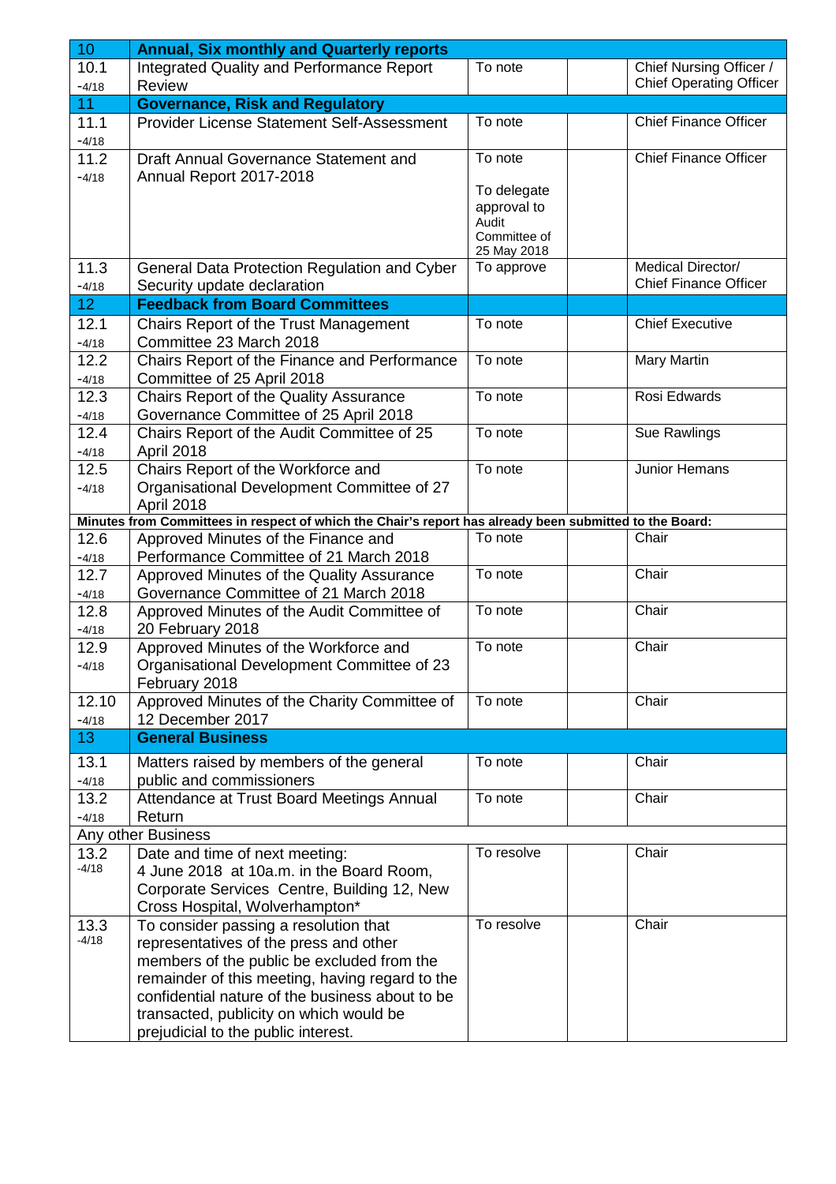| | | | | |
|---|---|---|---|---|
| 10 | **Annual, Six monthly and Quarterly reports** | | | |
| 10.1 -4/18 | Integrated Quality and Performance Report Review | To note | | Chief Nursing Officer / Chief Operating Officer |
| 11 | **Governance, Risk and Regulatory** | | | |
| 11.1 -4/18 | Provider License Statement Self-Assessment | To note | | Chief Finance Officer |
| 11.2 -4/18 | Draft Annual Governance Statement and Annual Report 2017-2018 | To note<br><br>To delegate approval to Audit Committee of 25 May 2018 | | Chief Finance Officer |
| 11.3 -4/18 | General Data Protection Regulation and Cyber Security update declaration | To approve | | Medical Director/ Chief Finance Officer |
| 12 | **Feedback from Board Committees** | | | |
| 12.1 -4/18 | Chairs Report of the Trust Management Committee 23 March 2018 | To note | | Chief Executive |
| 12.2 -4/18 | Chairs Report of the Finance and Performance Committee of 25 April 2018 | To note | | Mary Martin |
| 12.3 -4/18 | Chairs Report of the Quality Assurance Governance Committee of 25 April 2018 | To note | | Rosi Edwards |
| 12.4 -4/18 | Chairs Report of the Audit Committee of 25 April 2018 | To note | | Sue Rawlings |
| 12.5 -4/18 | Chairs Report of the Workforce and Organisational Development Committee of 27 April 2018 | To note | | Junior Hemans |
| **Minutes from Committees in respect of which the Chair's report has already been submitted to the Board:** | | | | |
| 12.6 -4/18 | Approved Minutes of the Finance and Performance Committee of 21 March 2018 | To note | | Chair |
| 12.7 -4/18 | Approved Minutes of the Quality Assurance Governance Committee of 21 March 2018 | To note | | Chair |
| 12.8 -4/18 | Approved Minutes of the Audit Committee of 20 February 2018 | To note | | Chair |
| 12.9 -4/18 | Approved Minutes of the Workforce and Organisational Development Committee of 23 February 2018 | To note | | Chair |
| 12.10 -4/18 | Approved Minutes of the Charity Committee of 12 December 2017 | To note | | Chair |
| 13 | **General Business** | | | |
| 13.1 -4/18 | Matters raised by members of the general public and commissioners | To note | | Chair |
| 13.2 -4/18 | Attendance at Trust Board Meetings Annual Return | To note | | Chair |
| Any other Business | | | | |
| 13.2 -4/18 | Date and time of next meeting:<br>4 June 2018 at 10a.m. in the Board Room, Corporate Services Centre, Building 12, New Cross Hospital, Wolverhampton* | To resolve | | Chair |
| 13.3 -4/18 | To consider passing a resolution that representatives of the press and other members of the public be excluded from the remainder of this meeting, having regard to the confidential nature of the business about to be transacted, publicity on which would be prejudicial to the public interest. | To resolve | | Chair |